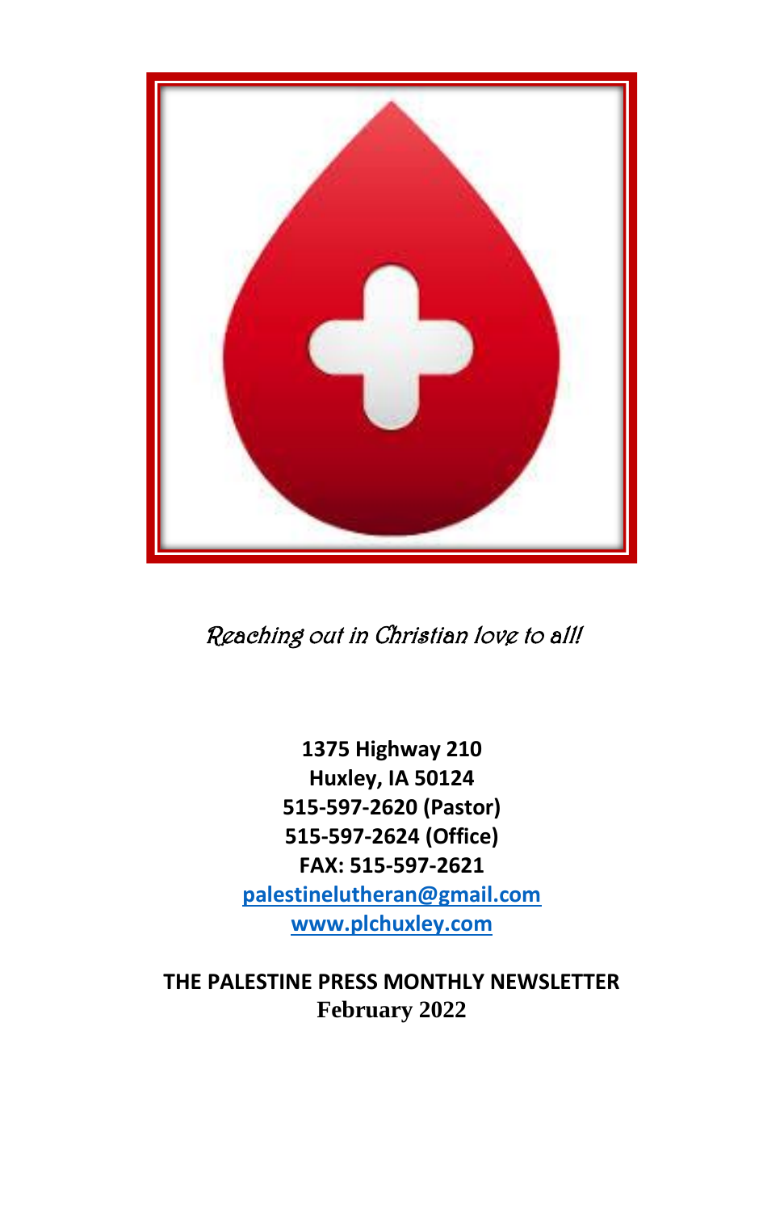*Reaching out in Christian love to all!*

**1375 Highway 210**
**Huxley, IA 50124**
**515-597-2620 (Pastor)**
**515-597-2624 (Office)**
**FAX: 515-597-2621**
**palestinelutheran@gmail.com**
**www.plchuxley.com**

**THE PALESTINE PRESS MONTHLY NEWSLETTER**
**February 2022**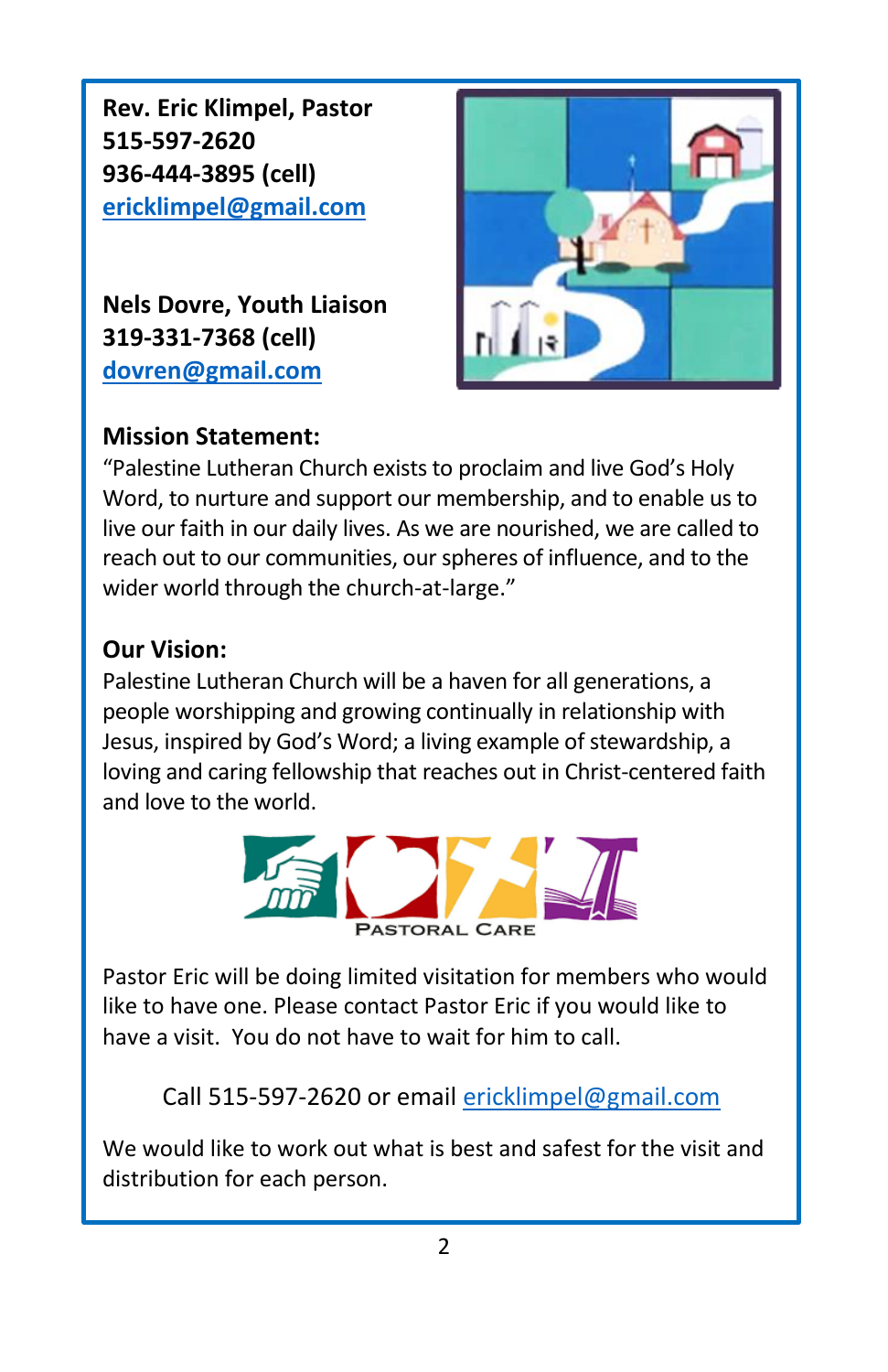**Rev. Eric Klimpel, Pastor**
**515-597-2620**
**936-444-3895 (cell)**
**ericklimpel@gmail.com**

**Nels Dovre, Youth Liaison**
**319-331-7368 (cell)**
**dovren@gmail.com**

**Mission Statement:**

"Palestine Lutheran Church exists to proclaim and live God's Holy Word, to nurture and support our membership, and to enable us to live our faith in our daily lives. As we are nourished, we are called to reach out to our communities, our spheres of influence, and to the wider world through the church-at-large."

**Our Vision:**

Palestine Lutheran Church will be a haven for all generations, a people worshipping and growing continually in relationship with Jesus, inspired by God's Word; a living example of stewardship, a loving and caring fellowship that reaches out in Christ-centered faith and love to the world.

PASTORAL CARE

Pastor Eric will be doing limited visitation for members who would like to have one. Please contact Pastor Eric if you would like to have a visit. You do not have to wait for him to call.

Call 515-597-2620 or email ericklimpel@gmail.com

We would like to work out what is best and safest for the visit and distribution for each person.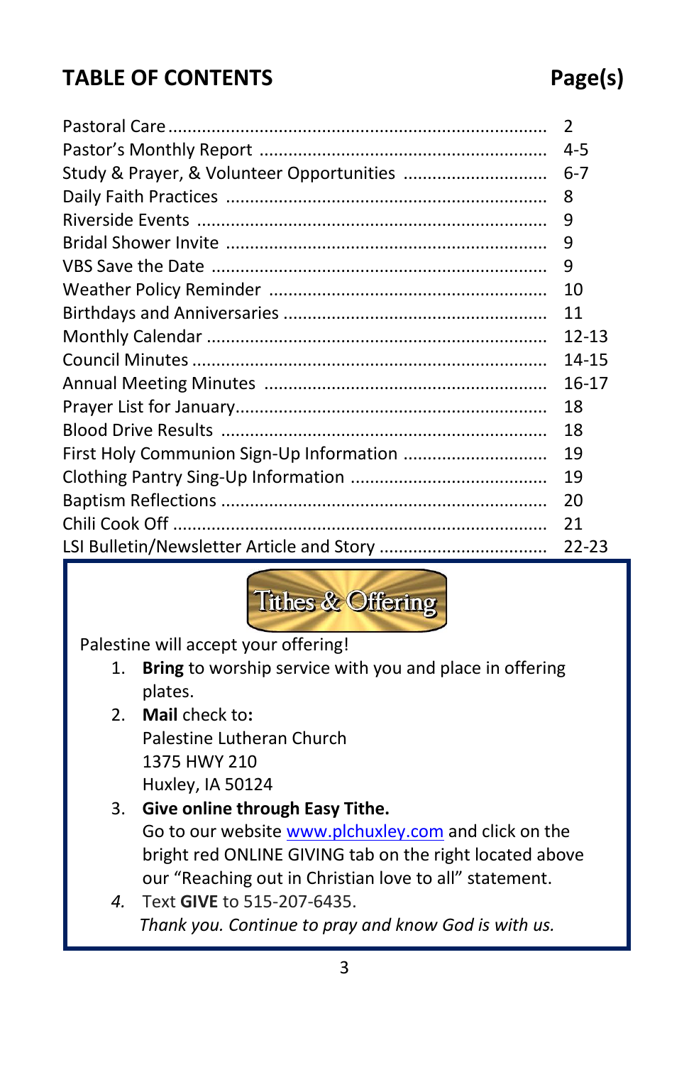## TABLE OF CONTENTS

| TABLE OF CONTENTS | Page(s) |
|---|---|
| Pastoral Care | 2 |
| Pastor's Monthly Report | 4-5 |
| Study & Prayer, & Volunteer Opportunities | 6-7 |
| Daily Faith Practices | 8 |
| Riverside Events | 9 |
| Bridal Shower Invite | 9 |
| VBS Save the Date | 9 |
| Weather Policy Reminder | 10 |
| Birthdays and Anniversaries | 11 |
| Monthly Calendar | 12-13 |
| Council Minutes | 14-15 |
| Annual Meeting Minutes | 16-17 |
| Prayer List for January | 18 |
| Blood Drive Results | 18 |
| First Holy Communion Sign-Up Information | 19 |
| Clothing Pantry Sing-Up Information | 19 |
| Baptism Reflections | 20 |
| Chili Cook Off | 21 |
| LSI Bulletin/Newsletter Article and Story | 22-23 |

## Tithes & Offering

Palestine will accept your offering!

1. **Bring** to worship service with you and place in offering plates.
2. **Mail** check to**:**
   Palestine Lutheran Church
   1375 HWY 210
   Huxley, IA 50124
3. **Give online through Easy Tithe.**
   Go to our website www.plchuxley.com and click on the bright red ONLINE GIVING tab on the right located above our "Reaching out in Christian love to all" statement.
4. Text **GIVE** to 515-207-6435.

*Thank you. Continue to pray and know God is with us.*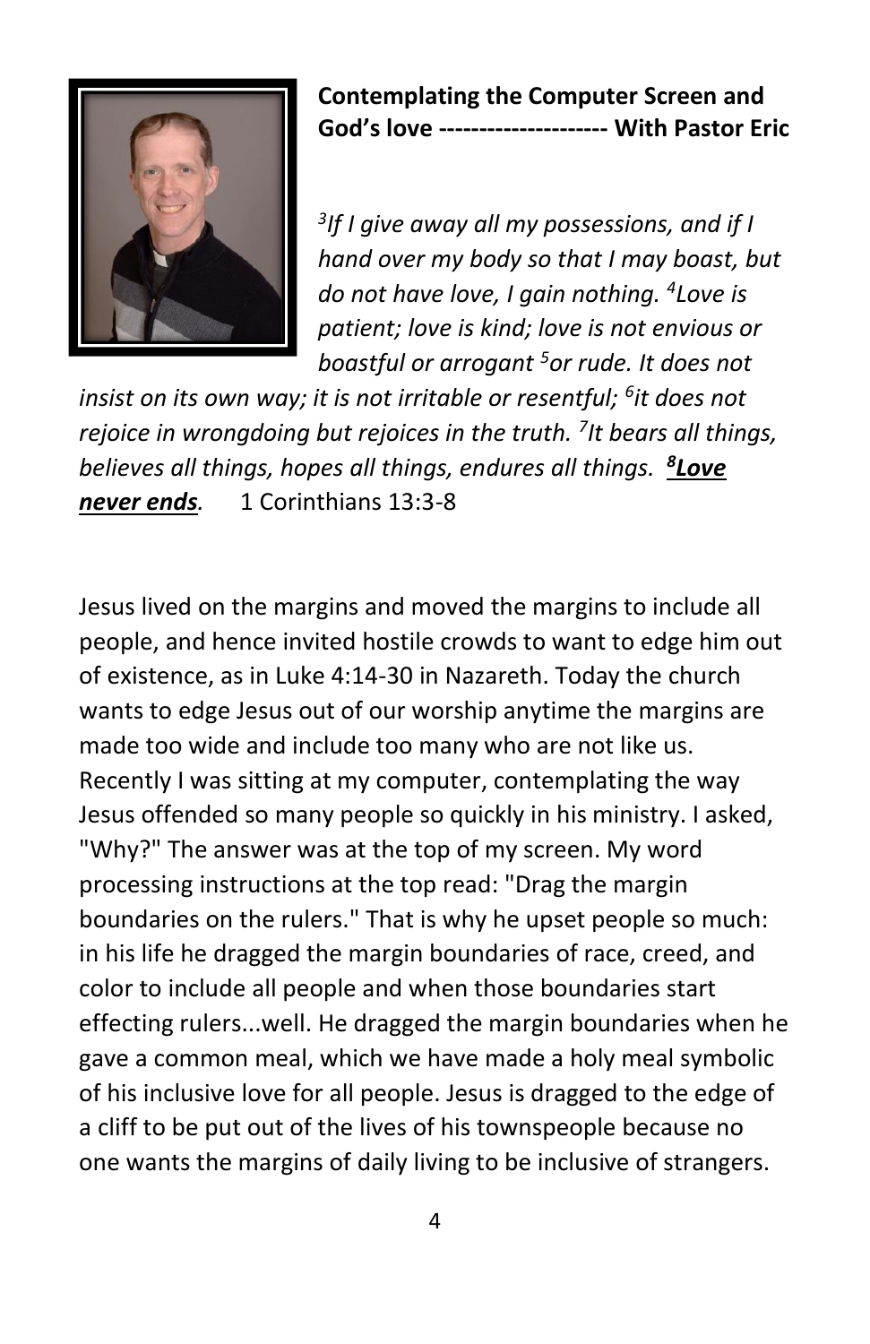**Contemplating the Computer Screen and God's love --------------------- With Pastor Eric**

*[3]If I give away all my possessions, and if I hand over my body so that I may boast, but do not have love, I gain nothing. [4]Love is patient; love is kind; love is not envious or boastful or arrogant [5]or rude. It does not insist on its own way; it is not irritable or resentful; [6]it does not rejoice in wrongdoing but rejoices in the truth. [7]It bears all things, believes all things, hopes all things, endures all things.* ***[8]Love never ends****.* 1 Corinthians 13:3-8

Jesus lived on the margins and moved the margins to include all people, and hence invited hostile crowds to want to edge him out of existence, as in Luke 4:14-30 in Nazareth. Today the church wants to edge Jesus out of our worship anytime the margins are made too wide and include too many who are not like us. Recently I was sitting at my computer, contemplating the way Jesus offended so many people so quickly in his ministry. I asked, "Why?" The answer was at the top of my screen. My word processing instructions at the top read: "Drag the margin boundaries on the rulers." That is why he upset people so much: in his life he dragged the margin boundaries of race, creed, and color to include all people and when those boundaries start effecting rulers...well. He dragged the margin boundaries when he gave a common meal, which we have made a holy meal symbolic of his inclusive love for all people. Jesus is dragged to the edge of a cliff to be put out of the lives of his townspeople because no one wants the margins of daily living to be inclusive of strangers.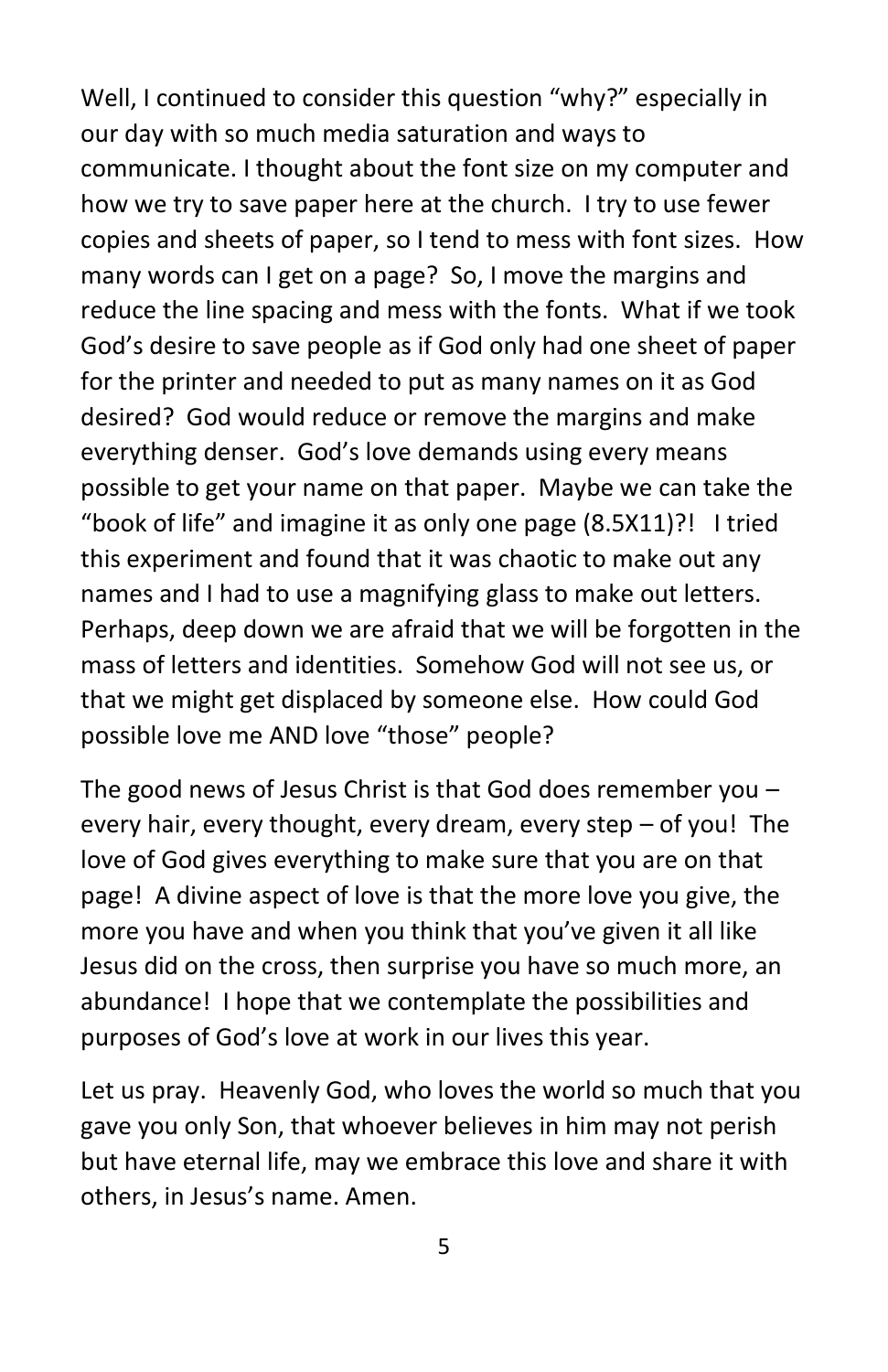Well, I continued to consider this question "why?" especially in our day with so much media saturation and ways to communicate. I thought about the font size on my computer and how we try to save paper here at the church. I try to use fewer copies and sheets of paper, so I tend to mess with font sizes. How many words can I get on a page? So, I move the margins and reduce the line spacing and mess with the fonts. What if we took God's desire to save people as if God only had one sheet of paper for the printer and needed to put as many names on it as God desired? God would reduce or remove the margins and make everything denser. God's love demands using every means possible to get your name on that paper. Maybe we can take the "book of life" and imagine it as only one page (8.5X11)?! I tried this experiment and found that it was chaotic to make out any names and I had to use a magnifying glass to make out letters. Perhaps, deep down we are afraid that we will be forgotten in the mass of letters and identities. Somehow God will not see us, or that we might get displaced by someone else. How could God possible love me AND love "those" people?

The good news of Jesus Christ is that God does remember you – every hair, every thought, every dream, every step – of you! The love of God gives everything to make sure that you are on that page! A divine aspect of love is that the more love you give, the more you have and when you think that you've given it all like Jesus did on the cross, then surprise you have so much more, an abundance! I hope that we contemplate the possibilities and purposes of God's love at work in our lives this year.

Let us pray. Heavenly God, who loves the world so much that you gave you only Son, that whoever believes in him may not perish but have eternal life, may we embrace this love and share it with others, in Jesus's name. Amen.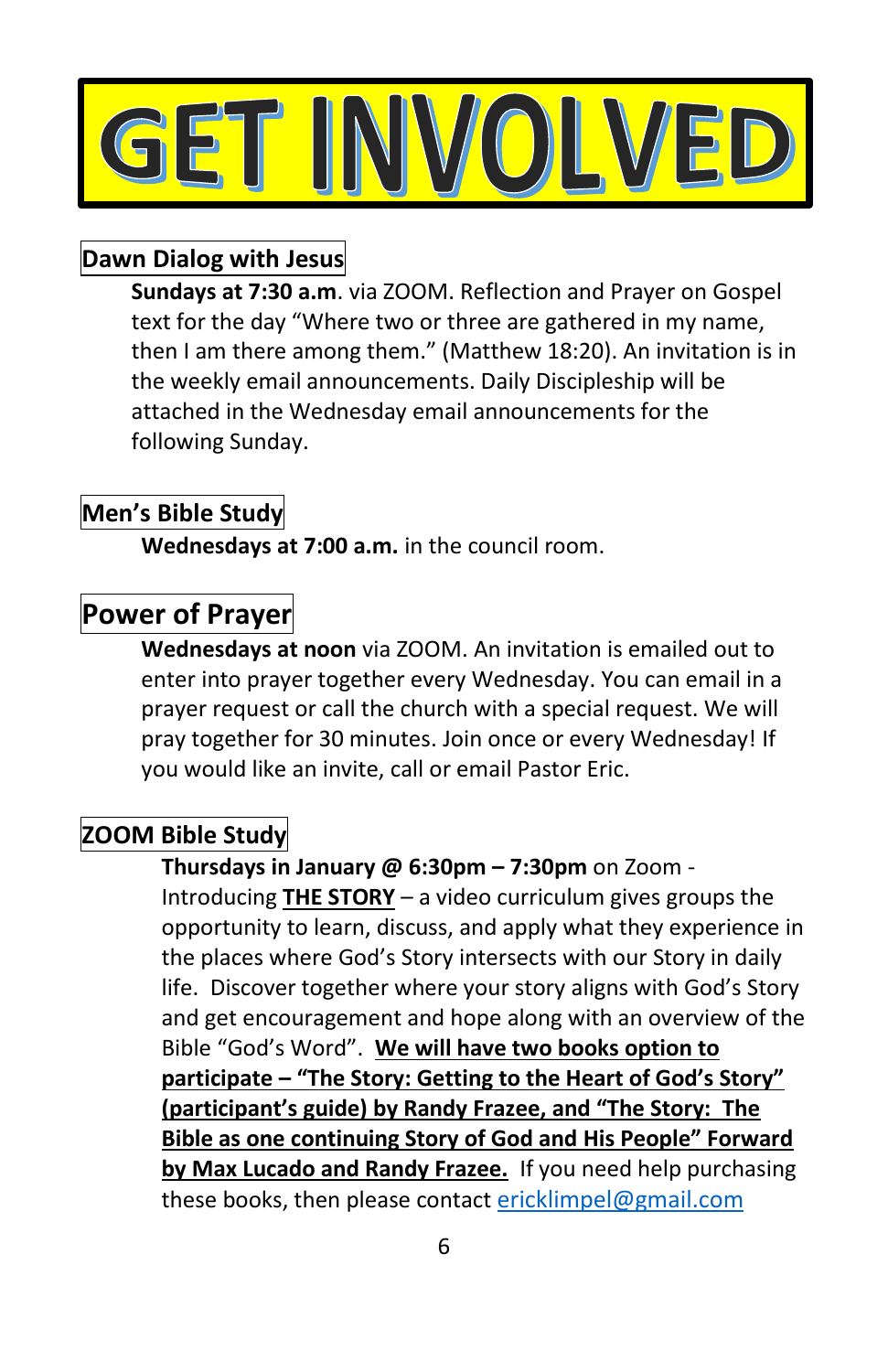# GET INVOLVED

## Dawn Dialog with Jesus

**Sundays at 7:30 a.m**. via ZOOM. Reflection and Prayer on Gospel text for the day "Where two or three are gathered in my name, then I am there among them." (Matthew 18:20). An invitation is in the weekly email announcements. Daily Discipleship will be attached in the Wednesday email announcements for the following Sunday.

## Men's Bible Study

**Wednesdays at 7:00 a.m.** in the council room.

## Power of Prayer

**Wednesdays at noon** via ZOOM. An invitation is emailed out to enter into prayer together every Wednesday. You can email in a prayer request or call the church with a special request. We will pray together for 30 minutes. Join once or every Wednesday! If you would like an invite, call or email Pastor Eric.

## ZOOM Bible Study

**Thursdays in January @ 6:30pm – 7:30pm** on Zoom - Introducing **THE STORY** – a video curriculum gives groups the opportunity to learn, discuss, and apply what they experience in the places where God's Story intersects with our Story in daily life. Discover together where your story aligns with God's Story and get encouragement and hope along with an overview of the Bible "God's Word". **We will have two books option to participate – "The Story: Getting to the Heart of God's Story" (participant's guide) by Randy Frazee, and "The Story: The Bible as one continuing Story of God and His People" Forward by Max Lucado and Randy Frazee.** If you need help purchasing these books, then please contact ericklimpel@gmail.com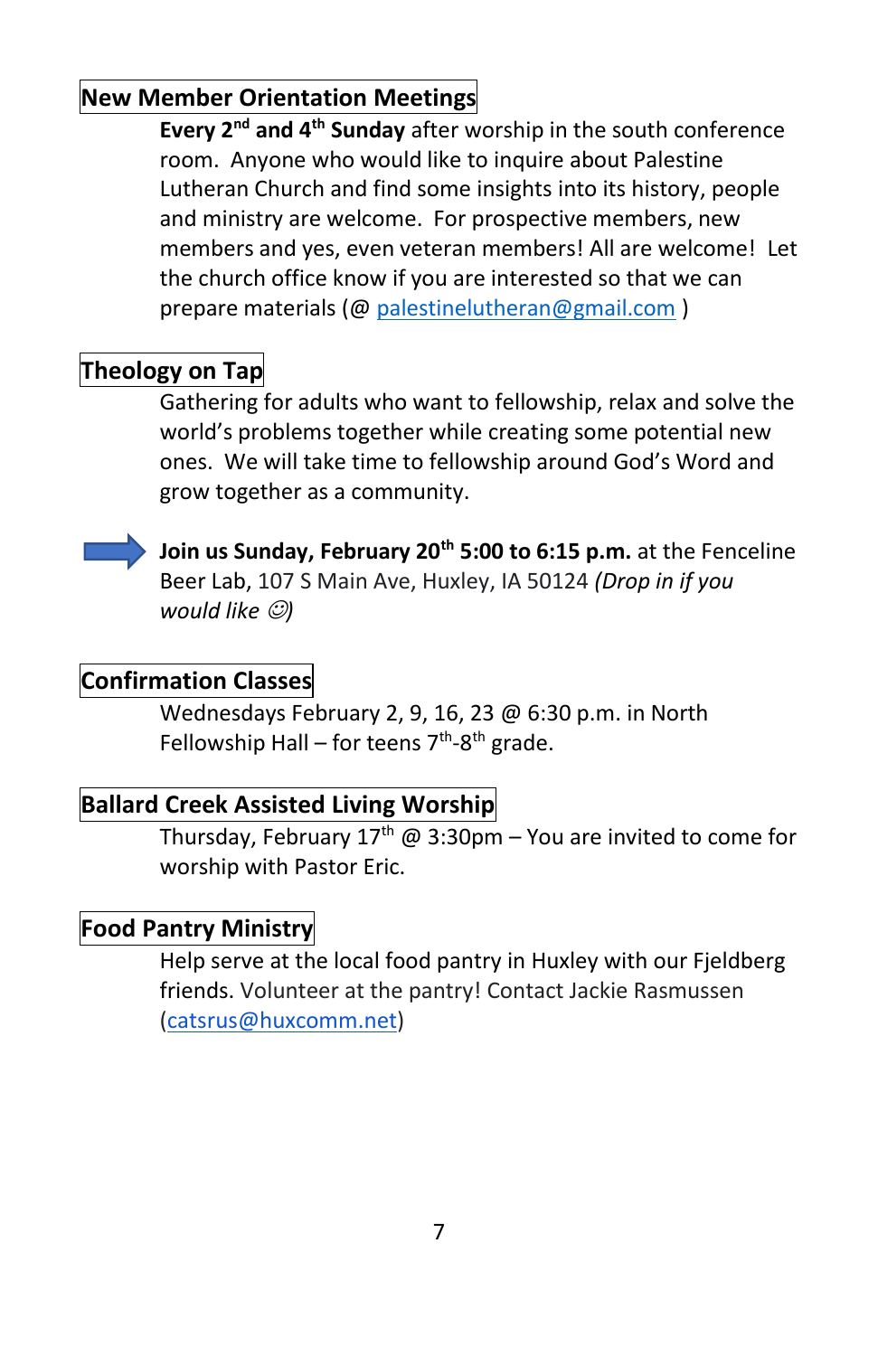## New Member Orientation Meetings

**Every 2nd and 4th Sunday** after worship in the south conference room. Anyone who would like to inquire about Palestine Lutheran Church and find some insights into its history, people and ministry are welcome. For prospective members, new members and yes, even veteran members! All are welcome! Let the church office know if you are interested so that we can prepare materials (@ palestinelutheran@gmail.com )

## Theology on Tap

Gathering for adults who want to fellowship, relax and solve the world's problems together while creating some potential new ones. We will take time to fellowship around God's Word and grow together as a community.

➡ **Join us Sunday, February 20th 5:00 to 6:15 p.m.** at the Fenceline Beer Lab, 107 S Main Ave, Huxley, IA 50124 *(Drop in if you would like ☺)*

## Confirmation Classes

Wednesdays February 2, 9, 16, 23 @ 6:30 p.m. in North Fellowship Hall – for teens 7th-8th grade.

## Ballard Creek Assisted Living Worship

Thursday, February 17th @ 3:30pm – You are invited to come for worship with Pastor Eric.

## Food Pantry Ministry

Help serve at the local food pantry in Huxley with our Fjeldberg friends. Volunteer at the pantry! Contact Jackie Rasmussen (catsrus@huxcomm.net)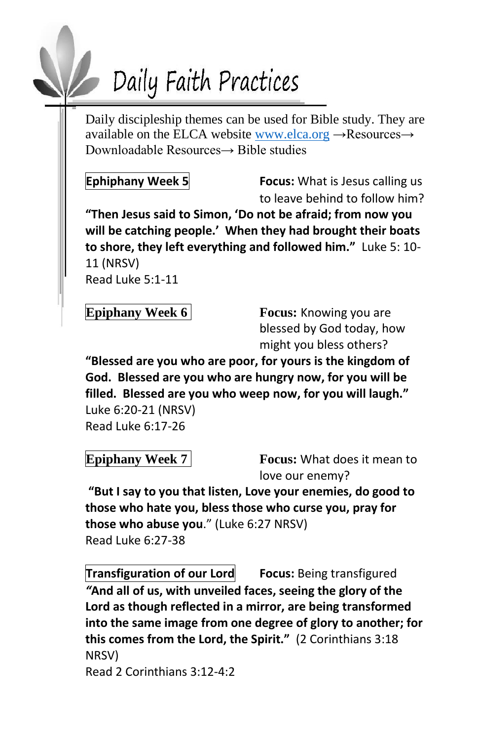# Daily Faith Practices

Daily discipleship themes can be used for Bible study. They are available on the ELCA website www.elca.org →Resources→ Downloadable Resources→ Bible studies

**Ephiphany Week 5**

**Focus:** What is Jesus calling us to leave behind to follow him?

**"Then Jesus said to Simon, 'Do not be afraid; from now you will be catching people.' When they had brought their boats to shore, they left everything and followed him."** Luke 5: 10-11 (NRSV)

Read Luke 5:1-11

**Epiphany Week 6**

**Focus:** Knowing you are blessed by God today, how might you bless others?

**"Blessed are you who are poor, for yours is the kingdom of God. Blessed are you who are hungry now, for you will be filled. Blessed are you who weep now, for you will laugh."** Luke 6:20-21 (NRSV)

Read Luke 6:17-26

**Epiphany Week 7**

**Focus:** What does it mean to love our enemy?

**"But I say to you that listen, Love your enemies, do good to those who hate you, bless those who curse you, pray for those who abuse you**." (Luke 6:27 NRSV)

Read Luke 6:27-38

**Transfiguration of our Lord**

**Focus:** Being transfigured

***"*And all of us, with unveiled faces, seeing the glory of the Lord as though reflected in a mirror, are being transformed into the same image from one degree of glory to another; for this comes from the Lord, the Spirit."** (2 Corinthians 3:18 NRSV)

Read 2 Corinthians 3:12-4:2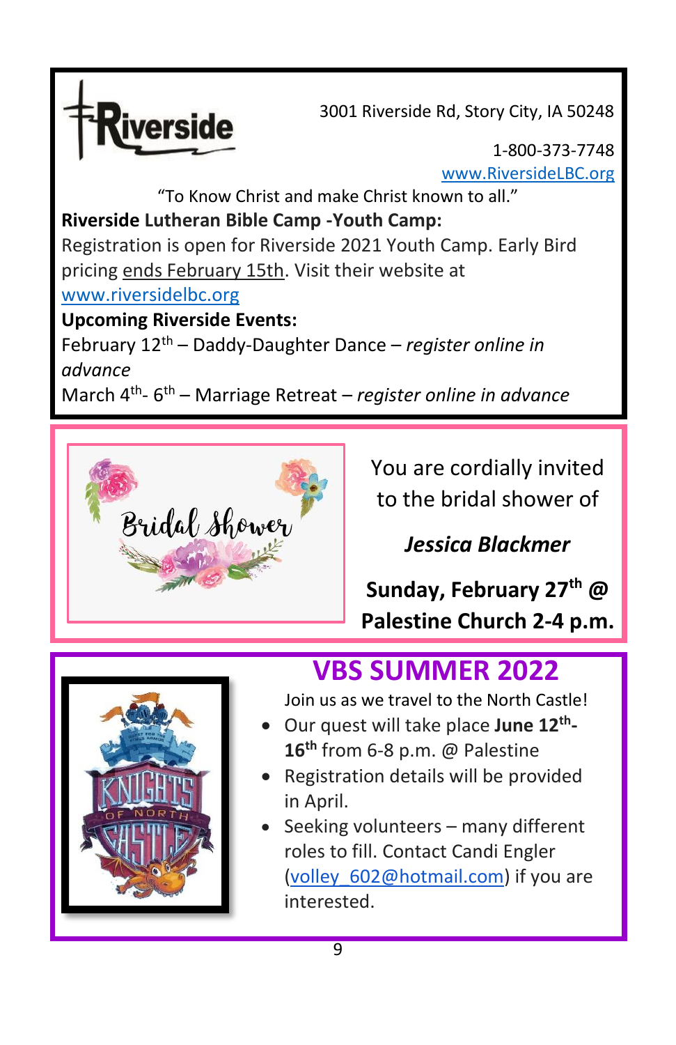Riverside

3001 Riverside Rd, Story City, IA 50248

1-800-373-7748

www.RiversideLBC.org

"To Know Christ and make Christ known to all."

**Riverside Lutheran Bible Camp -Youth Camp:**

Registration is open for Riverside 2021 Youth Camp. Early Bird pricing ends February 15th. Visit their website at www.riversidelbc.org

**Upcoming Riverside Events:**

February 12th – Daddy-Daughter Dance – *register online in advance*

March 4th- 6th – Marriage Retreat – *register online in advance*

Bridal Shower

You are cordially invited to the bridal shower of

***Jessica Blackmer***

**Sunday, February 27th @ Palestine Church 2-4 p.m.**

## VBS SUMMER 2022

Join us as we travel to the North Castle!

- Our quest will take place **June 12th-16th** from 6-8 p.m. @ Palestine
- Registration details will be provided in April.
- Seeking volunteers – many different roles to fill. Contact Candi Engler (volley_602@hotmail.com) if you are interested.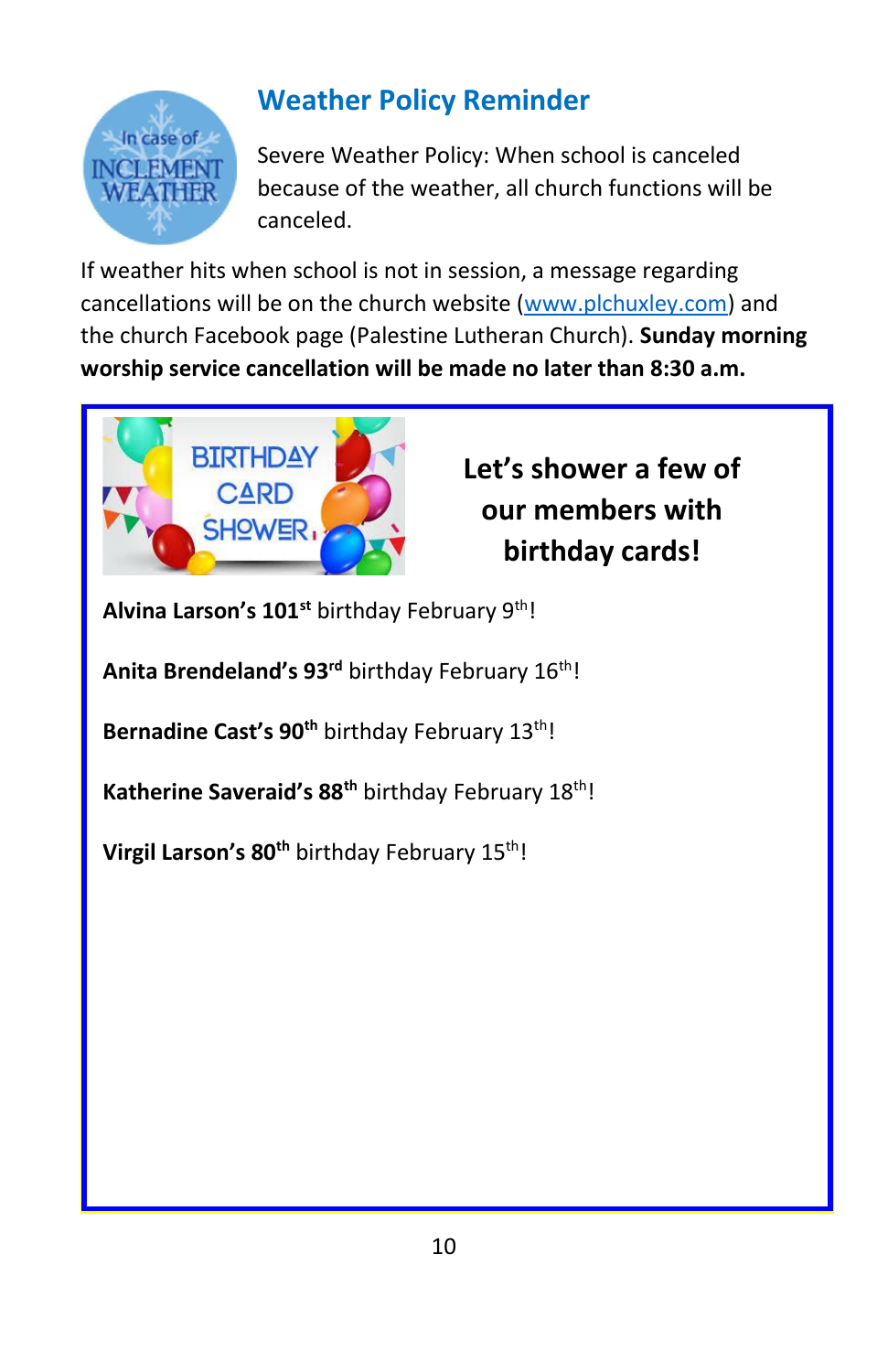## Weather Policy Reminder

Severe Weather Policy: When school is canceled because of the weather, all church functions will be canceled.

If weather hits when school is not in session, a message regarding cancellations will be on the church website (www.plchuxley.com) and the church Facebook page (Palestine Lutheran Church). **Sunday morning worship service cancellation will be made no later than 8:30 a.m.**

**Let's shower a few of our members with birthday cards!**

**Alvina Larson's 101st** birthday February 9th!

**Anita Brendeland's 93rd** birthday February 16th!

**Bernadine Cast's 90th** birthday February 13th!

**Katherine Saveraid's 88th** birthday February 18th!

**Virgil Larson's 80th** birthday February 15th!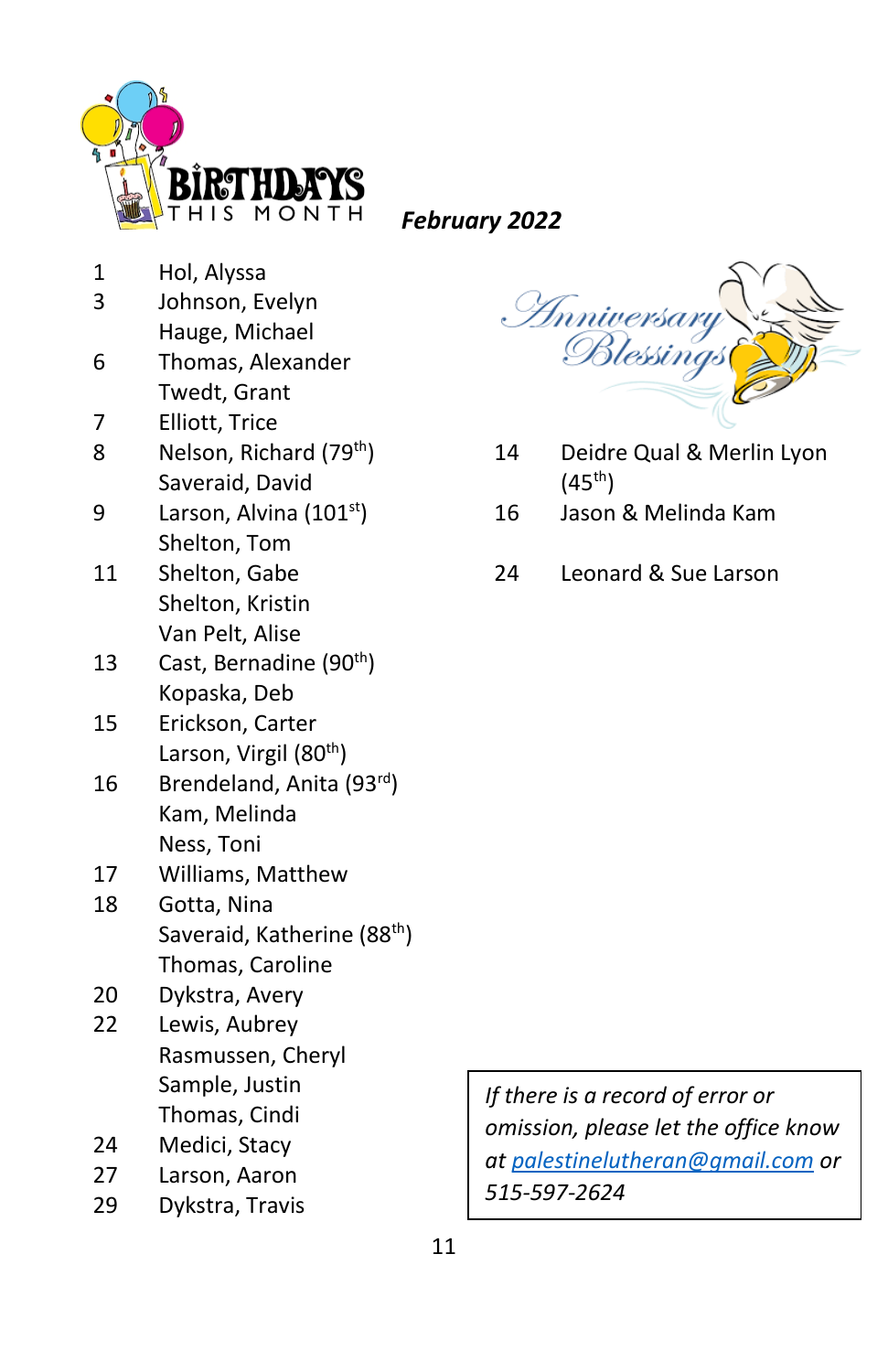## Birthdays This Month

***February 2022***

| | |
|---|---|
| 1 | Hol, Alyssa |
| 3 | Johnson, Evelyn |
| | Hauge, Michael |
| 6 | Thomas, Alexander |
| | Twedt, Grant |
| 7 | Elliott, Trice |
| 8 | Nelson, Richard (79th) |
| | Saveraid, David |
| 9 | Larson, Alvina (101st) |
| | Shelton, Tom |
| 11 | Shelton, Gabe |
| | Shelton, Kristin |
| | Van Pelt, Alise |
| 13 | Cast, Bernadine (90th) |
| | Kopaska, Deb |
| 15 | Erickson, Carter |
| | Larson, Virgil (80th) |
| 16 | Brendeland, Anita (93rd) |
| | Kam, Melinda |
| | Ness, Toni |
| 17 | Williams, Matthew |
| 18 | Gotta, Nina |
| | Saveraid, Katherine (88th) |
| | Thomas, Caroline |
| 20 | Dykstra, Avery |
| 22 | Lewis, Aubrey |
| | Rasmussen, Cheryl |
| | Sample, Justin |
| | Thomas, Cindi |
| 24 | Medici, Stacy |
| 27 | Larson, Aaron |
| 29 | Dykstra, Travis |

## Anniversary Blessings

| | |
|---|---|
| 14 | Deidre Qual & Merlin Lyon (45th) |
| 16 | Jason & Melinda Kam |
| 24 | Leonard & Sue Larson |

*If there is a record of error or omission, please let the office know at palestinelutheran@gmail.com or 515-597-2624*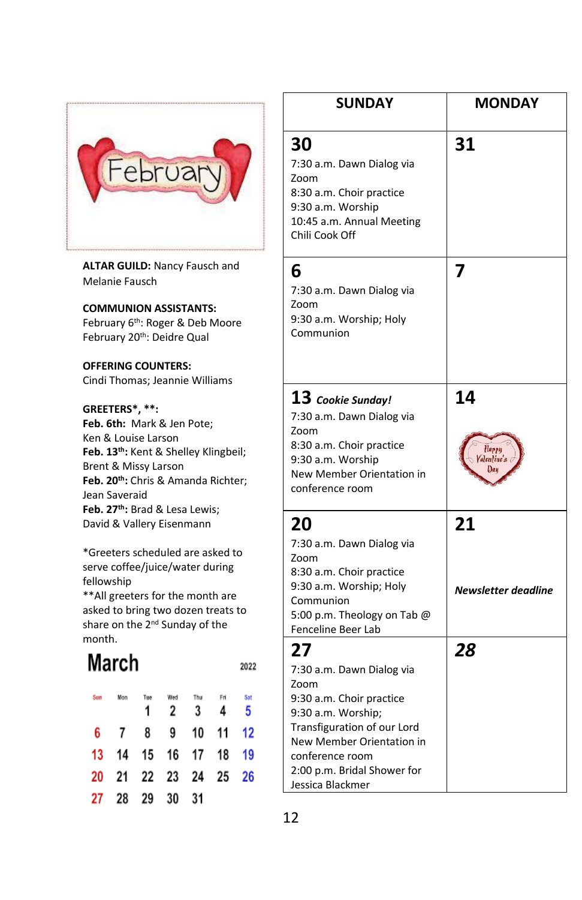# February

**ALTAR GUILD:** Nancy Fausch and Melanie Fausch

**COMMUNION ASSISTANTS:**
February 6th: Roger & Deb Moore
February 20th: Deidre Qual

**OFFERING COUNTERS:**
Cindi Thomas; Jeannie Williams

**GREETERS*, **:**
**Feb. 6th:** Mark & Jen Pote; Ken & Louise Larson
**Feb. 13th:** Kent & Shelley Klingbeil; Brent & Missy Larson
**Feb. 20th:** Chris & Amanda Richter; Jean Saveraid
**Feb. 27th:** Brad & Lesa Lewis; David & Vallery Eisenmann

*Greeters scheduled are asked to serve coffee/juice/water during fellowship
**All greeters for the month are asked to bring two dozen treats to share on the 2nd Sunday of the month.

**March** 2022

| Sun | Mon | Tue | Wed | Thu | Fri | Sat |
|---|---|---|---|---|---|---|
| | | 1 | 2 | 3 | 4 | 5 |
| 6 | 7 | 8 | 9 | 10 | 11 | 12 |
| 13 | 14 | 15 | 16 | 17 | 18 | 19 |
| 20 | 21 | 22 | 23 | 24 | 25 | 26 |
| 27 | 28 | 29 | 30 | 31 | | |

| SUNDAY | MONDAY |
|---|---|
| **30** 7:30 a.m. Dawn Dialog via Zoom 8:30 a.m. Choir practice 9:30 a.m. Worship 10:45 a.m. Annual Meeting Chili Cook Off | **31** |
| **6** 7:30 a.m. Dawn Dialog via Zoom 9:30 a.m. Worship; Holy Communion | **7** |
| **13** ***Cookie Sunday!*** 7:30 a.m. Dawn Dialog via Zoom 8:30 a.m. Choir practice 9:30 a.m. Worship New Member Orientation in conference room | **14** Happy Valentine's Day |
| **20** 7:30 a.m. Dawn Dialog via Zoom 8:30 a.m. Choir practice 9:30 a.m. Worship; Holy Communion 5:00 p.m. Theology on Tab @ Fenceline Beer Lab | **21** ***Newsletter deadline*** |
| **27** 7:30 a.m. Dawn Dialog via Zoom 9:30 a.m. Choir practice 9:30 a.m. Worship; Transfiguration of our Lord New Member Orientation in conference room 2:00 p.m. Bridal Shower for Jessica Blackmer | ***28*** |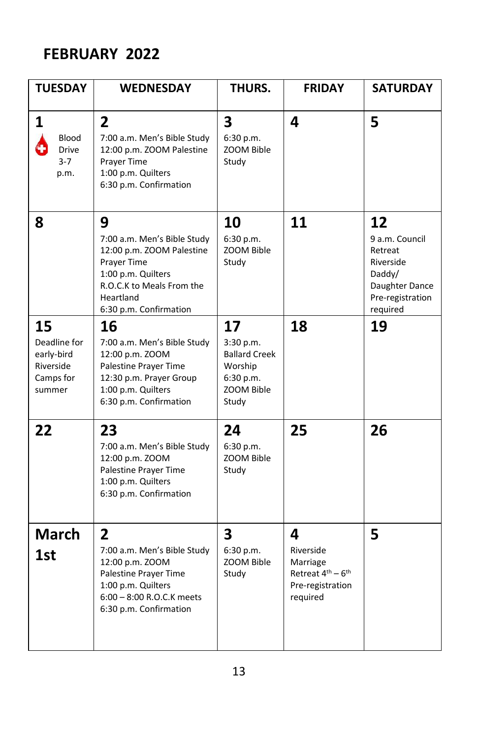# FEBRUARY 2022

| TUESDAY | WEDNESDAY | THURS. | FRIDAY | SATURDAY |
|---|---|---|---|---|
| **1** Blood Drive 3-7 p.m. | **2** 7:00 a.m. Men's Bible Study 12:00 p.m. ZOOM Palestine Prayer Time 1:00 p.m. Quilters 6:30 p.m. Confirmation | **3** 6:30 p.m. ZOOM Bible Study | **4** | **5** |
| **8** | **9** 7:00 a.m. Men's Bible Study 12:00 p.m. ZOOM Palestine Prayer Time 1:00 p.m. Quilters R.O.C.K to Meals From the Heartland 6:30 p.m. Confirmation | **10** 6:30 p.m. ZOOM Bible Study | **11** | **12** 9 a.m. Council Retreat Riverside Daddy/ Daughter Dance Pre-registration required |
| **15** Deadline for early-bird Riverside Camps for summer | **16** 7:00 a.m. Men's Bible Study 12:00 p.m. ZOOM Palestine Prayer Time 12:30 p.m. Prayer Group 1:00 p.m. Quilters 6:30 p.m. Confirmation | **17** 3:30 p.m. Ballard Creek Worship 6:30 p.m. ZOOM Bible Study | **18** | **19** |
| **22** | **23** 7:00 a.m. Men's Bible Study 12:00 p.m. ZOOM Palestine Prayer Time 1:00 p.m. Quilters 6:30 p.m. Confirmation | **24** 6:30 p.m. ZOOM Bible Study | **25** | **26** |
| **March 1st** | **2** 7:00 a.m. Men's Bible Study 12:00 p.m. ZOOM Palestine Prayer Time 1:00 p.m. Quilters 6:00 – 8:00 R.O.C.K meets 6:30 p.m. Confirmation | **3** 6:30 p.m. ZOOM Bible Study | **4** Riverside Marriage Retreat 4th – 6th Pre-registration required | **5** |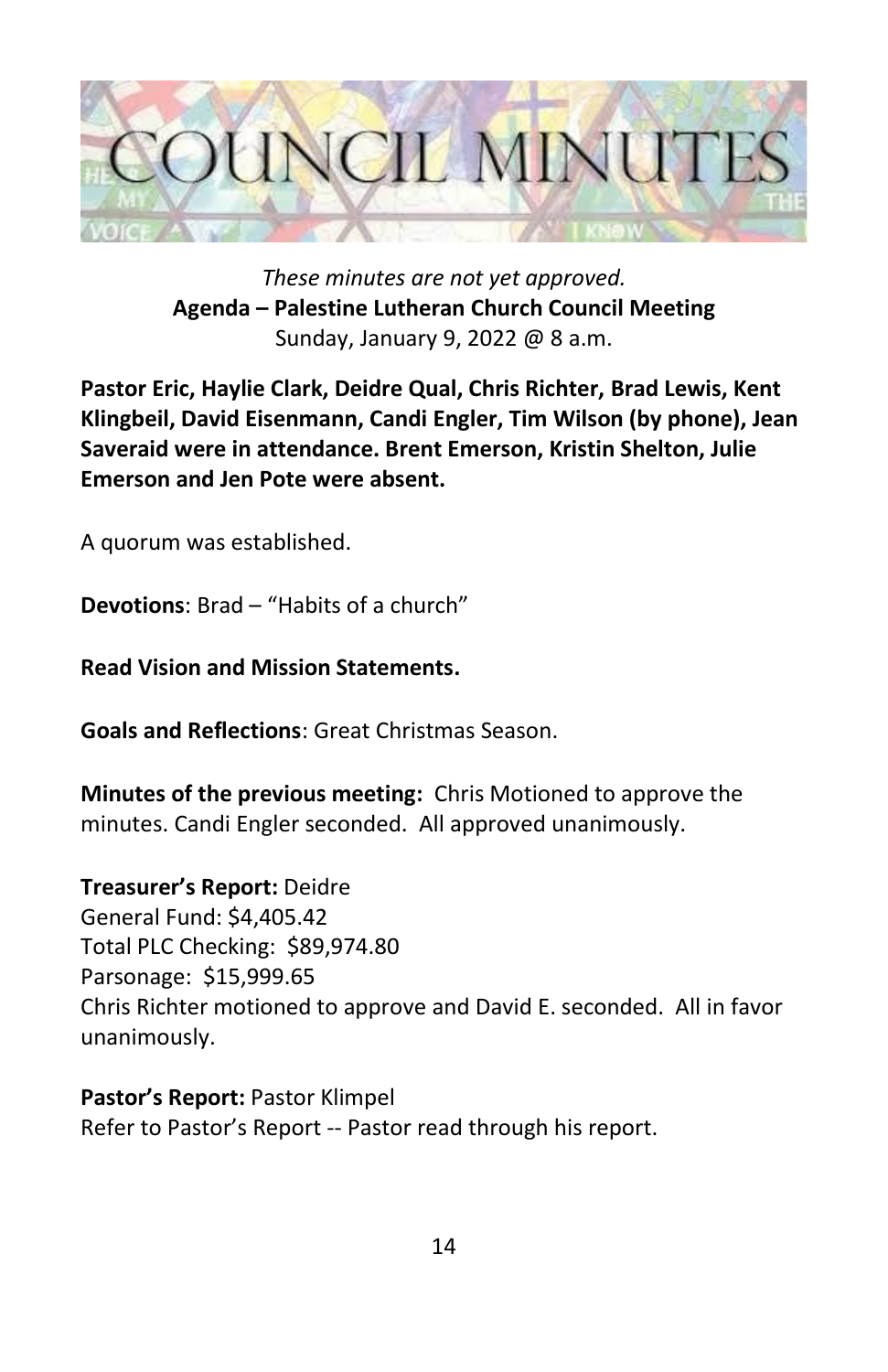# COUNCIL MINUTES

*These minutes are not yet approved.*

**Agenda – Palestine Lutheran Church Council Meeting**

Sunday, January 9, 2022 @ 8 a.m.

**Pastor Eric, Haylie Clark, Deidre Qual, Chris Richter, Brad Lewis, Kent Klingbeil, David Eisenmann, Candi Engler, Tim Wilson (by phone), Jean Saveraid were in attendance. Brent Emerson, Kristin Shelton, Julie Emerson and Jen Pote were absent.**

A quorum was established.

**Devotions**: Brad – "Habits of a church"

**Read Vision and Mission Statements.**

**Goals and Reflections**: Great Christmas Season.

**Minutes of the previous meeting:** Chris Motioned to approve the minutes. Candi Engler seconded. All approved unanimously.

**Treasurer's Report:** Deidre
General Fund: $4,405.42
Total PLC Checking: $89,974.80
Parsonage: $15,999.65
Chris Richter motioned to approve and David E. seconded. All in favor unanimously.

**Pastor's Report:** Pastor Klimpel
Refer to Pastor's Report -- Pastor read through his report.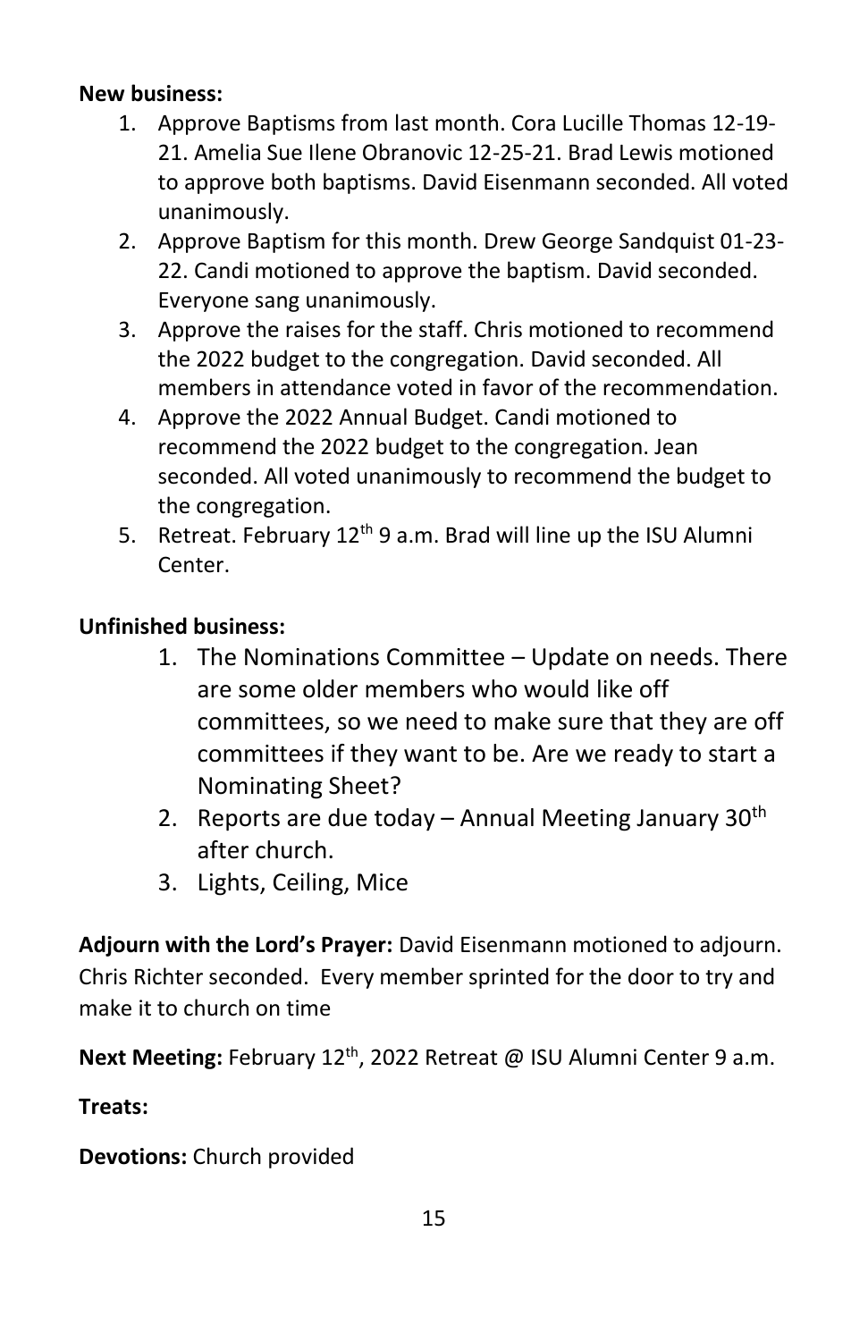**New business:**

1. Approve Baptisms from last month. Cora Lucille Thomas 12-19-21. Amelia Sue Ilene Obranovic 12-25-21. Brad Lewis motioned to approve both baptisms. David Eisenmann seconded. All voted unanimously.
2. Approve Baptism for this month. Drew George Sandquist 01-23-22. Candi motioned to approve the baptism. David seconded. Everyone sang unanimously.
3. Approve the raises for the staff. Chris motioned to recommend the 2022 budget to the congregation. David seconded. All members in attendance voted in favor of the recommendation.
4. Approve the 2022 Annual Budget. Candi motioned to recommend the 2022 budget to the congregation. Jean seconded. All voted unanimously to recommend the budget to the congregation.
5. Retreat. February 12th 9 a.m. Brad will line up the ISU Alumni Center.

**Unfinished business:**

1. The Nominations Committee – Update on needs. There are some older members who would like off committees, so we need to make sure that they are off committees if they want to be. Are we ready to start a Nominating Sheet?
2. Reports are due today – Annual Meeting January 30th after church.
3. Lights, Ceiling, Mice

**Adjourn with the Lord's Prayer:** David Eisenmann motioned to adjourn. Chris Richter seconded. Every member sprinted for the door to try and make it to church on time

**Next Meeting:** February 12th, 2022 Retreat @ ISU Alumni Center 9 a.m.

**Treats:**

**Devotions:** Church provided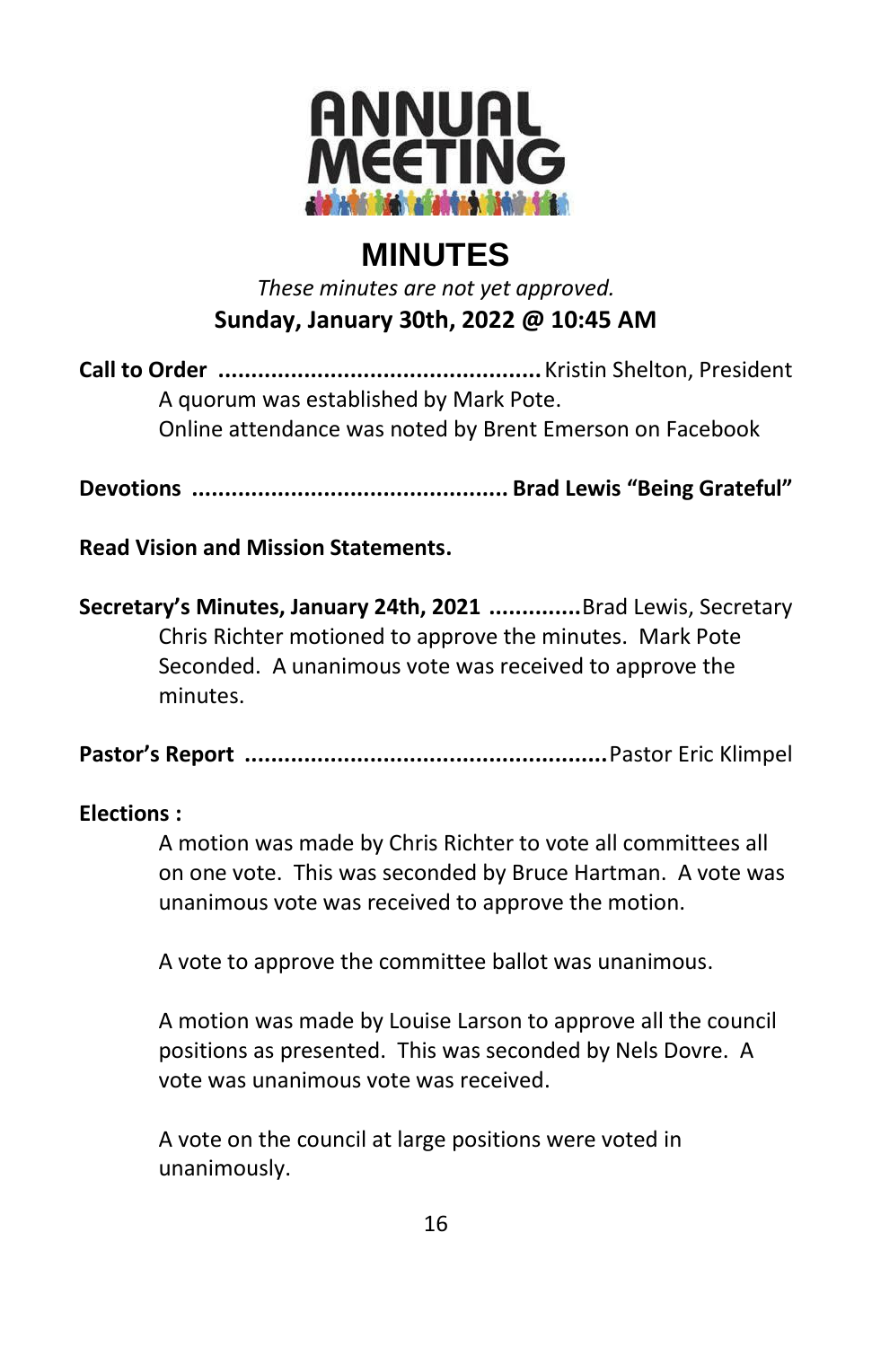# ANNUAL MEETING

## MINUTES

*These minutes are not yet approved.*

**Sunday, January 30th, 2022 @ 10:45 AM**

**Call to Order** ................................................ Kristin Shelton, President

A quorum was established by Mark Pote.
Online attendance was noted by Brent Emerson on Facebook

**Devotions ............................................... Brad Lewis "Being Grateful"**

**Read Vision and Mission Statements.**

**Secretary's Minutes, January 24th, 2021 ..............**Brad Lewis, Secretary

Chris Richter motioned to approve the minutes. Mark Pote Seconded. A unanimous vote was received to approve the minutes.

**Pastor's Report** ..................................................... Pastor Eric Klimpel

**Elections :**

A motion was made by Chris Richter to vote all committees all on one vote. This was seconded by Bruce Hartman. A vote was unanimous vote was received to approve the motion.

A vote to approve the committee ballot was unanimous.

A motion was made by Louise Larson to approve all the council positions as presented. This was seconded by Nels Dovre. A vote was unanimous vote was received.

A vote on the council at large positions were voted in unanimously.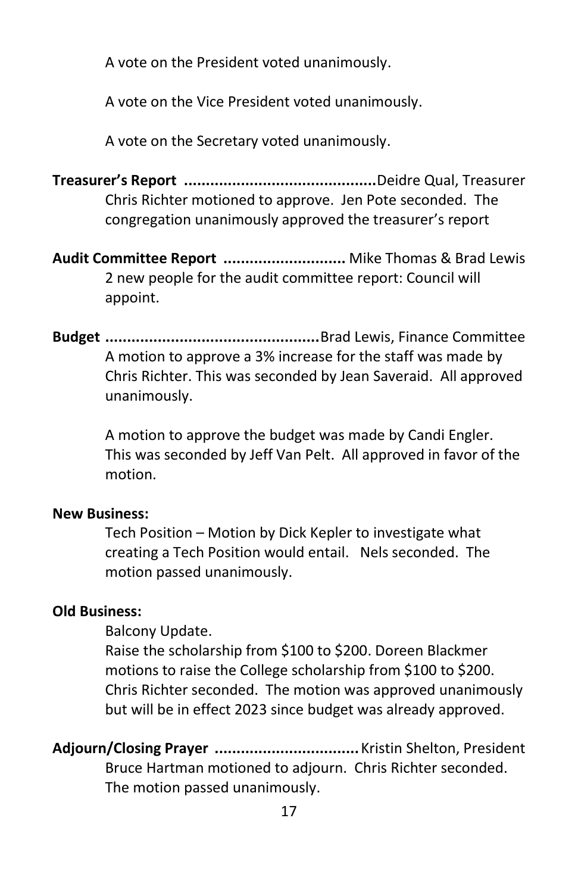A vote on the President voted unanimously.

A vote on the Vice President voted unanimously.

A vote on the Secretary voted unanimously.

**Treasurer's Report** ............................................Deidre Qual, Treasurer

Chris Richter motioned to approve. Jen Pote seconded. The congregation unanimously approved the treasurer's report

**Audit Committee Report** ............................ Mike Thomas & Brad Lewis

2 new people for the audit committee report: Council will appoint.

**Budget** ................................................Brad Lewis, Finance Committee

A motion to approve a 3% increase for the staff was made by Chris Richter. This was seconded by Jean Saveraid. All approved unanimously.

A motion to approve the budget was made by Candi Engler. This was seconded by Jeff Van Pelt. All approved in favor of the motion.

**New Business:**

Tech Position – Motion by Dick Kepler to investigate what creating a Tech Position would entail. Nels seconded. The motion passed unanimously.

**Old Business:**

Balcony Update.

Raise the scholarship from $100 to $200. Doreen Blackmer motions to raise the College scholarship from $100 to $200. Chris Richter seconded. The motion was approved unanimously but will be in effect 2023 since budget was already approved.

**Adjourn/Closing Prayer** .................................Kristin Shelton, President

Bruce Hartman motioned to adjourn. Chris Richter seconded. The motion passed unanimously.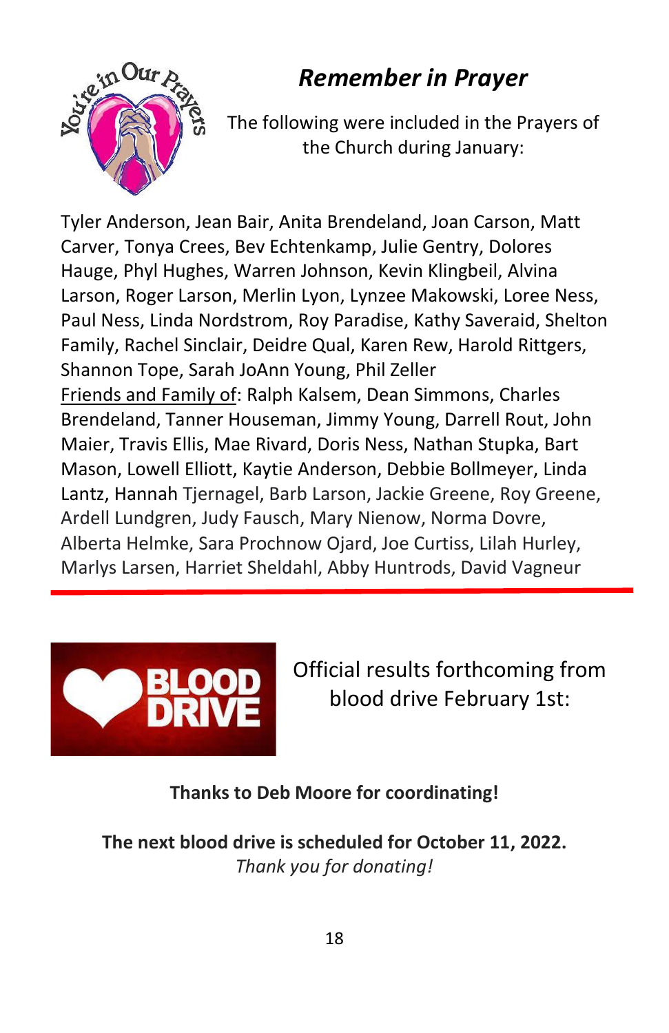## *Remember in Prayer*

The following were included in the Prayers of the Church during January:

Tyler Anderson, Jean Bair, Anita Brendeland, Joan Carson, Matt Carver, Tonya Crees, Bev Echtenkamp, Julie Gentry, Dolores Hauge, Phyl Hughes, Warren Johnson, Kevin Klingbeil, Alvina Larson, Roger Larson, Merlin Lyon, Lynzee Makowski, Loree Ness, Paul Ness, Linda Nordstrom, Roy Paradise, Kathy Saveraid, Shelton Family, Rachel Sinclair, Deidre Qual, Karen Rew, Harold Rittgers, Shannon Tope, Sarah JoAnn Young, Phil Zeller

Friends and Family of: Ralph Kalsem, Dean Simmons, Charles Brendeland, Tanner Houseman, Jimmy Young, Darrell Rout, John Maier, Travis Ellis, Mae Rivard, Doris Ness, Nathan Stupka, Bart Mason, Lowell Elliott, Kaytie Anderson, Debbie Bollmeyer, Linda Lantz, Hannah Tjernagel, Barb Larson, Jackie Greene, Roy Greene, Ardell Lundgren, Judy Fausch, Mary Nienow, Norma Dovre, Alberta Helmke, Sara Prochnow Ojard, Joe Curtiss, Lilah Hurley, Marlys Larsen, Harriet Sheldahl, Abby Huntrods, David Vagneur

---

Official results forthcoming from blood drive February 1st:

**Thanks to Deb Moore for coordinating!**

**The next blood drive is scheduled for October 11, 2022.**
*Thank you for donating!*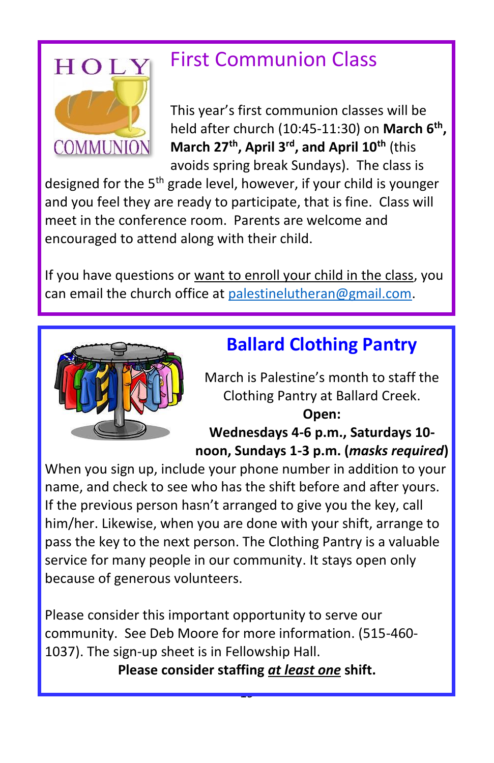## First Communion Class

This year's first communion classes will be held after church (10:45-11:30) on **March 6th, March 27th, April 3rd, and April 10th** (this avoids spring break Sundays). The class is designed for the 5th grade level, however, if your child is younger and you feel they are ready to participate, that is fine. Class will meet in the conference room. Parents are welcome and encouraged to attend along with their child.

If you have questions or want to enroll your child in the class, you can email the church office at palestinelutheran@gmail.com.

## Ballard Clothing Pantry

March is Palestine's month to staff the Clothing Pantry at Ballard Creek.

**Open:**

**Wednesdays 4-6 p.m., Saturdays 10-noon, Sundays 1-3 p.m. (*masks required*)**

When you sign up, include your phone number in addition to your name, and check to see who has the shift before and after yours. If the previous person hasn't arranged to give you the key, call him/her. Likewise, when you are done with your shift, arrange to pass the key to the next person. The Clothing Pantry is a valuable service for many people in our community. It stays open only because of generous volunteers.

Please consider this important opportunity to serve our community. See Deb Moore for more information. (515-460-1037). The sign-up sheet is in Fellowship Hall.

**Please consider staffing *at least one* shift.**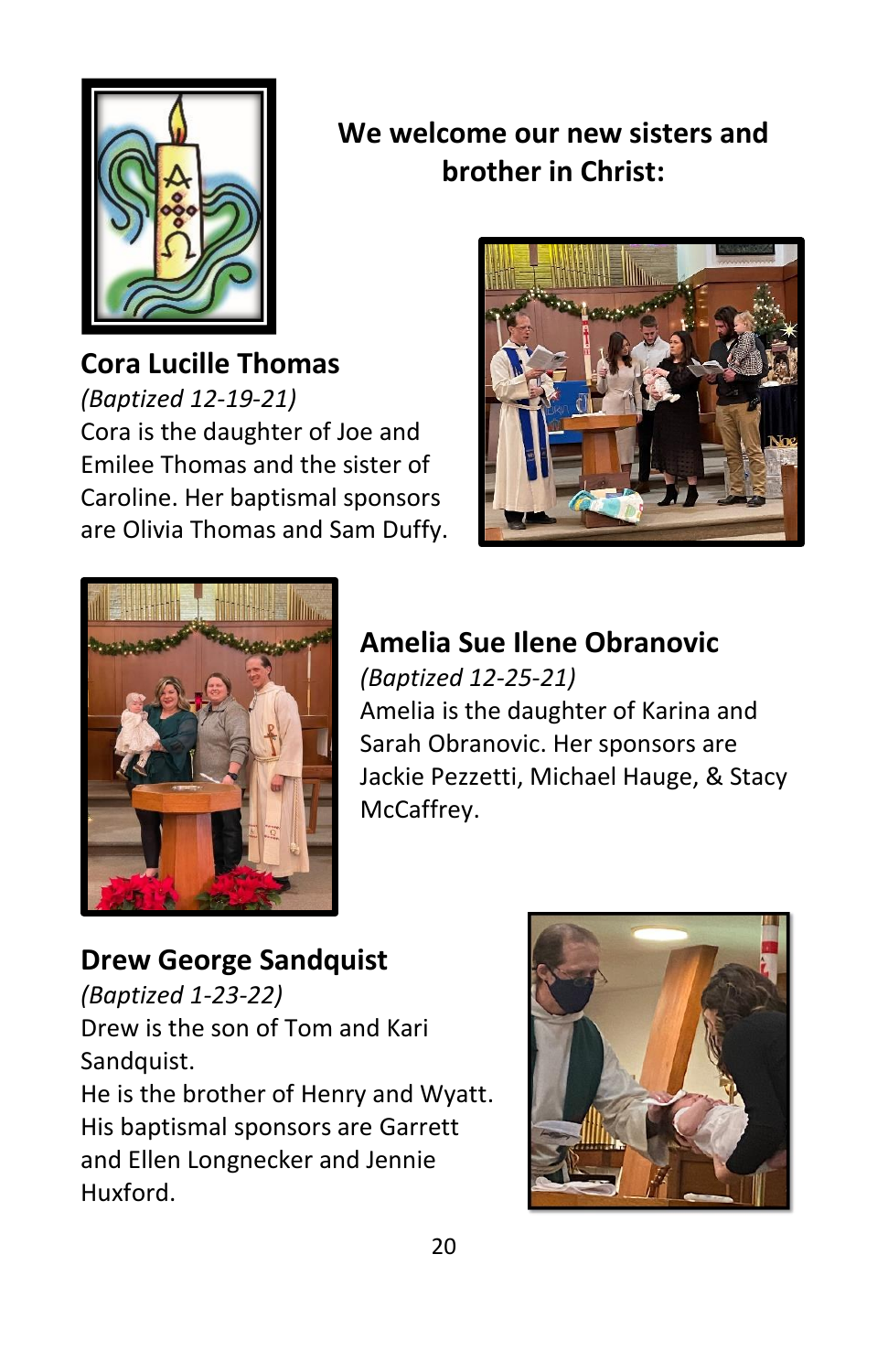## We welcome our new sisters and brother in Christ:

### Cora Lucille Thomas

*(Baptized 12-19-21)*

Cora is the daughter of Joe and Emilee Thomas and the sister of Caroline. Her baptismal sponsors are Olivia Thomas and Sam Duffy.

### Amelia Sue Ilene Obranovic

*(Baptized 12-25-21)*

Amelia is the daughter of Karina and Sarah Obranovic. Her sponsors are Jackie Pezzetti, Michael Hauge, & Stacy McCaffrey.

### Drew George Sandquist

*(Baptized 1-23-22)*

Drew is the son of Tom and Kari Sandquist.

He is the brother of Henry and Wyatt. His baptismal sponsors are Garrett and Ellen Longnecker and Jennie Huxford.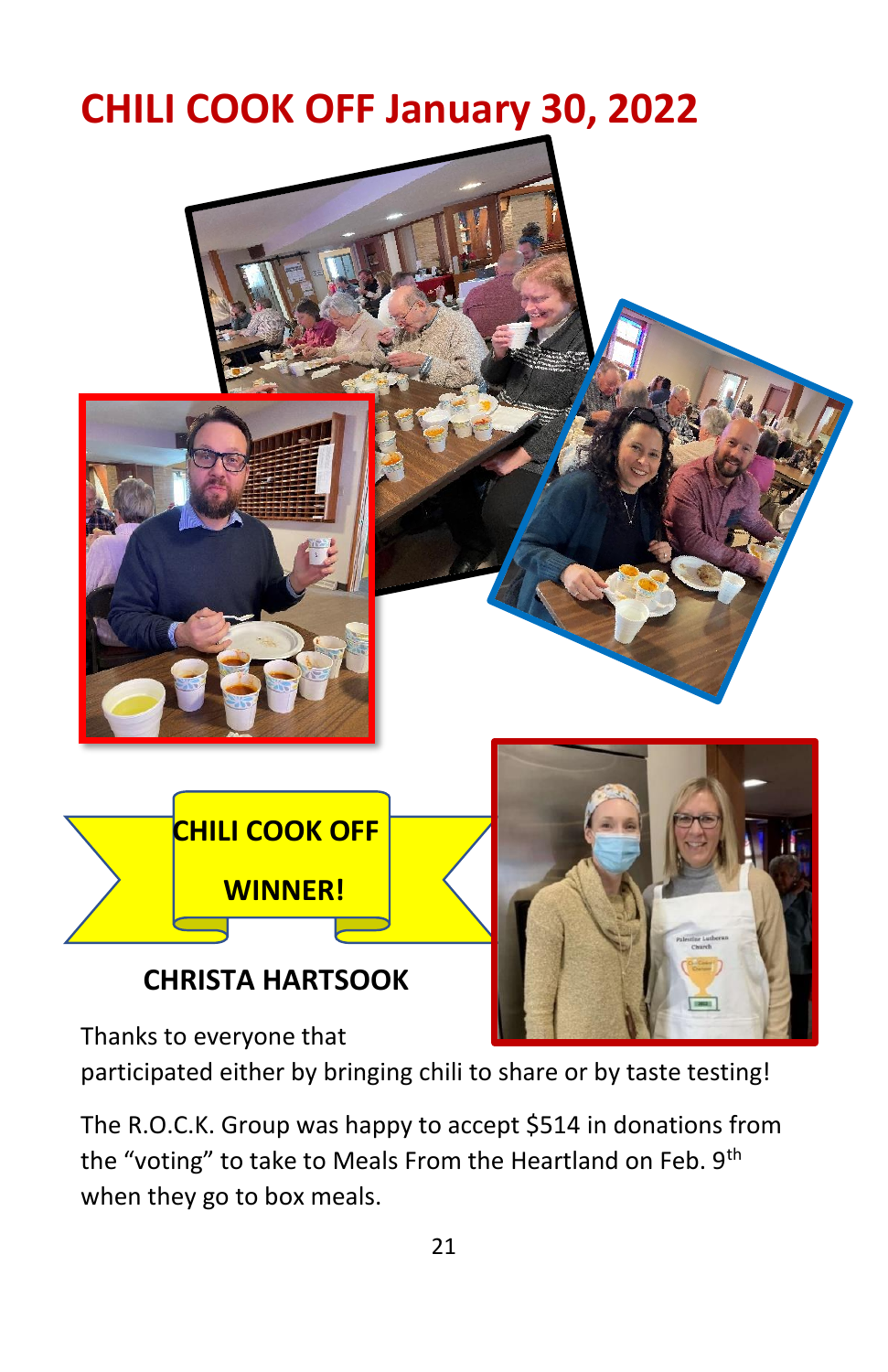# CHILI COOK OFF January 30, 2022

**CHILI COOK OFF WINNER!**

**CHRISTA HARTSOOK**

Thanks to everyone that participated either by bringing chili to share or by taste testing!

The R.O.C.K. Group was happy to accept $514 in donations from the "voting" to take to Meals From the Heartland on Feb. 9th when they go to box meals.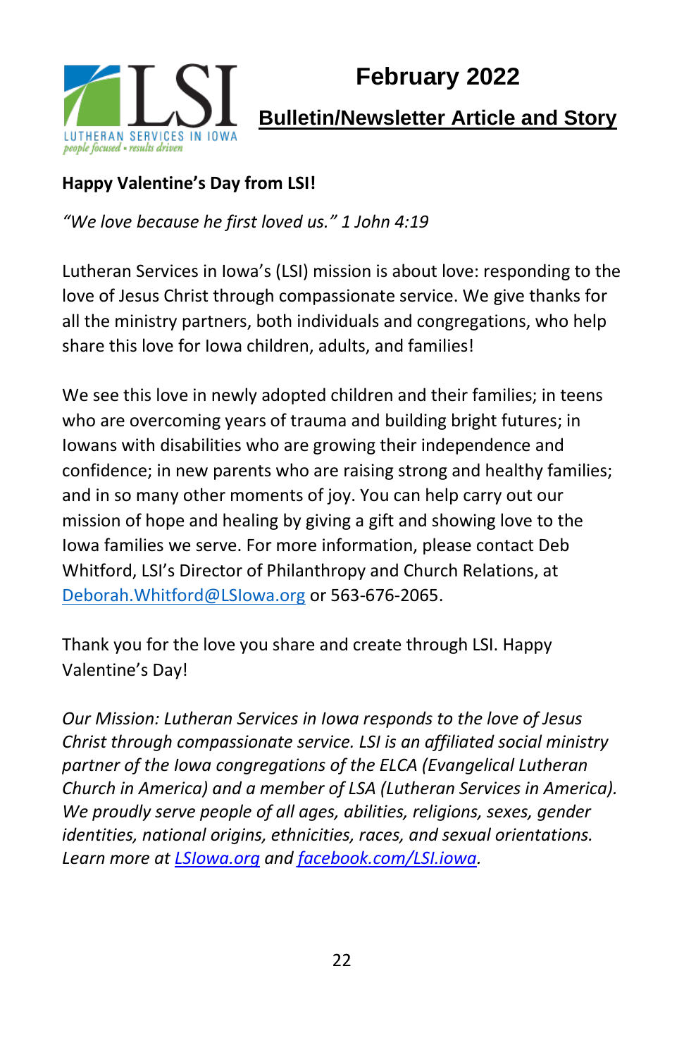LSI
LUTHERAN SERVICES IN IOWA
*people focused • results driven*

# February 2022

## Bulletin/Newsletter Article and Story

**Happy Valentine's Day from LSI!**

*"We love because he first loved us." 1 John 4:19*

Lutheran Services in Iowa's (LSI) mission is about love: responding to the love of Jesus Christ through compassionate service. We give thanks for all the ministry partners, both individuals and congregations, who help share this love for Iowa children, adults, and families!

We see this love in newly adopted children and their families; in teens who are overcoming years of trauma and building bright futures; in Iowans with disabilities who are growing their independence and confidence; in new parents who are raising strong and healthy families; and in so many other moments of joy. You can help carry out our mission of hope and healing by giving a gift and showing love to the Iowa families we serve. For more information, please contact Deb Whitford, LSI's Director of Philanthropy and Church Relations, at Deborah.Whitford@LSIowa.org or 563-676-2065.

Thank you for the love you share and create through LSI. Happy Valentine's Day!

*Our Mission: Lutheran Services in Iowa responds to the love of Jesus Christ through compassionate service. LSI is an affiliated social ministry partner of the Iowa congregations of the ELCA (Evangelical Lutheran Church in America) and a member of LSA (Lutheran Services in America). We proudly serve people of all ages, abilities, religions, sexes, gender identities, national origins, ethnicities, races, and sexual orientations. Learn more at LSIowa.org and facebook.com/LSI.iowa.*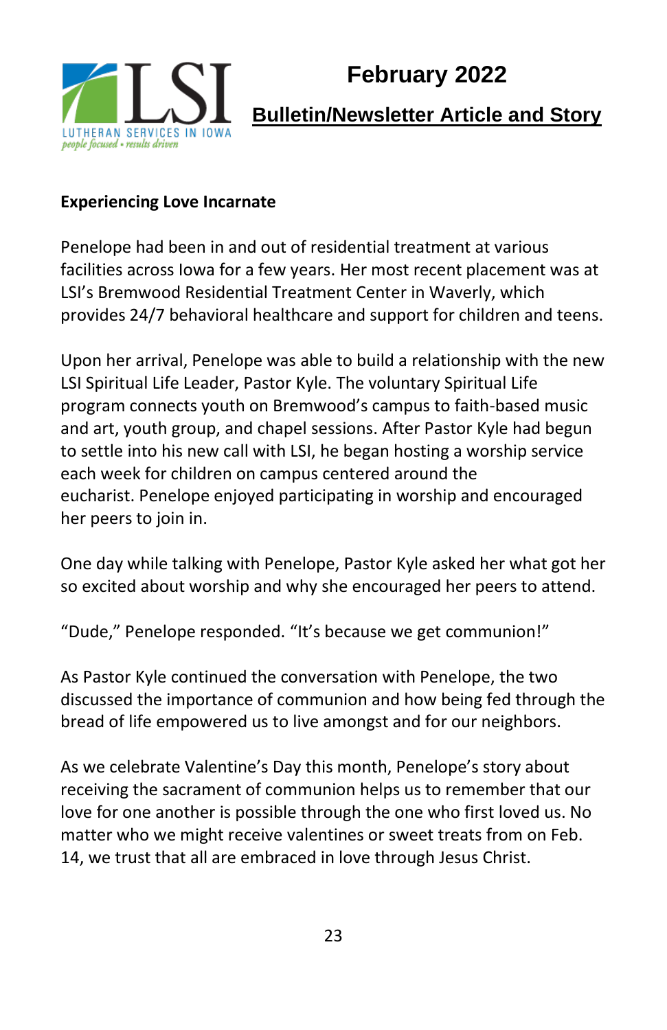LSI

LUTHERAN SERVICES IN IOWA

*people focused • results driven*

# February 2022

## Bulletin/Newsletter Article and Story

**Experiencing Love Incarnate**

Penelope had been in and out of residential treatment at various facilities across Iowa for a few years. Her most recent placement was at LSI's Bremwood Residential Treatment Center in Waverly, which provides 24/7 behavioral healthcare and support for children and teens.

Upon her arrival, Penelope was able to build a relationship with the new LSI Spiritual Life Leader, Pastor Kyle. The voluntary Spiritual Life program connects youth on Bremwood's campus to faith-based music and art, youth group, and chapel sessions. After Pastor Kyle had begun to settle into his new call with LSI, he began hosting a worship service each week for children on campus centered around the eucharist. Penelope enjoyed participating in worship and encouraged her peers to join in.

One day while talking with Penelope, Pastor Kyle asked her what got her so excited about worship and why she encouraged her peers to attend.

"Dude," Penelope responded. "It's because we get communion!"

As Pastor Kyle continued the conversation with Penelope, the two discussed the importance of communion and how being fed through the bread of life empowered us to live amongst and for our neighbors.

As we celebrate Valentine's Day this month, Penelope's story about receiving the sacrament of communion helps us to remember that our love for one another is possible through the one who first loved us. No matter who we might receive valentines or sweet treats from on Feb. 14, we trust that all are embraced in love through Jesus Christ.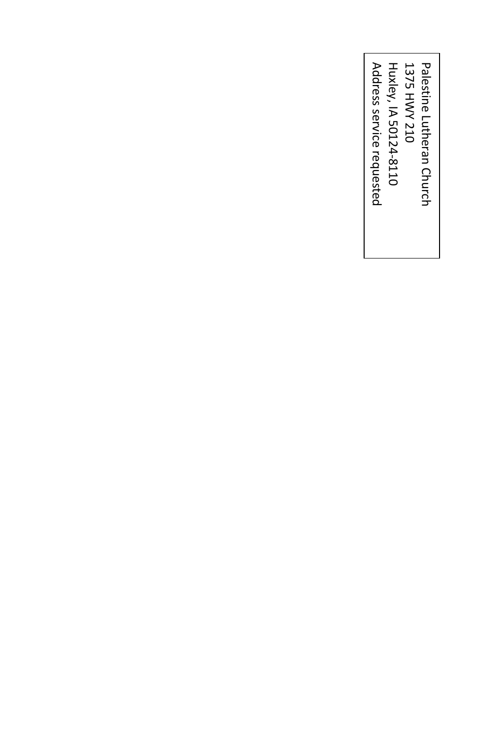Palestine Lutheran Church
1375 HWY 210
Huxley, IA 50124-8110
Address service requested